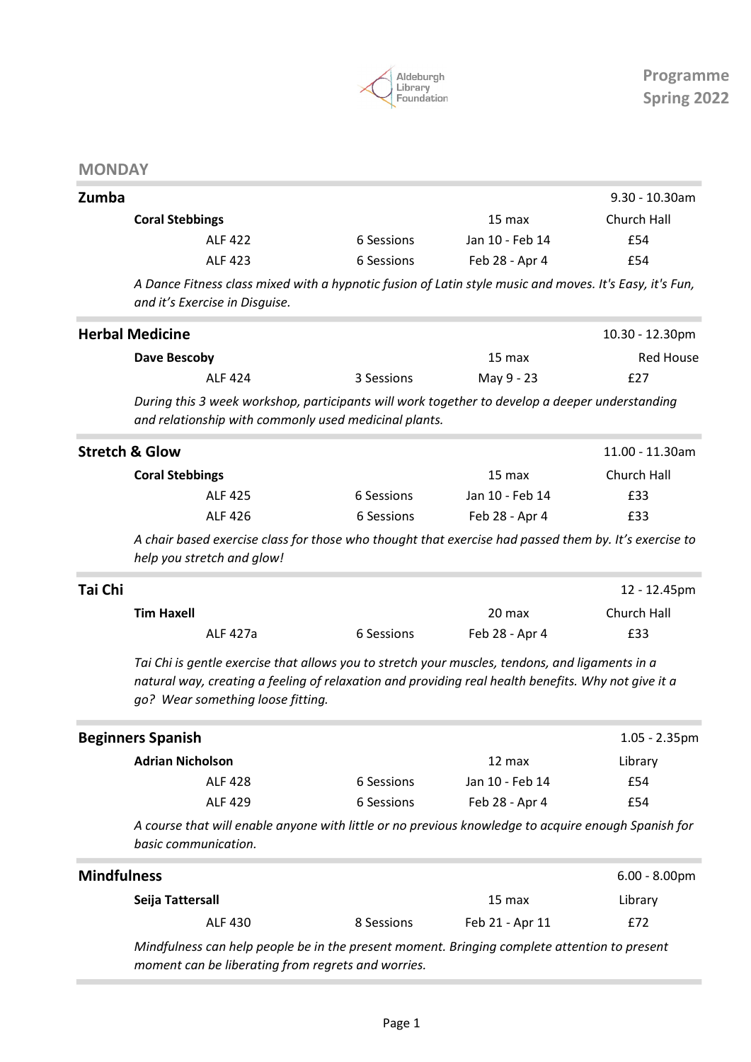Aldeburgh Library Foundation

**Programme Spring 2022**

## MONDAY

### Zumba

9.30 - 10.30am

| **Coral Stebbings** | | 15 max | Church Hall |
|---|---|---|---|
| ALF 422 | 6 Sessions | Jan 10 - Feb 14 | £54 |
| ALF 423 | 6 Sessions | Feb 28 - Apr 4 | £54 |

*A Dance Fitness class mixed with a hypnotic fusion of Latin style music and moves. It's Easy, it's Fun, and it's Exercise in Disguise.*

### Herbal Medicine

10.30 - 12.30pm

| **Dave Bescoby** | | 15 max | Red House |
|---|---|---|---|
| ALF 424 | 3 Sessions | May 9 - 23 | £27 |

*During this 3 week workshop, participants will work together to develop a deeper understanding and relationship with commonly used medicinal plants.*

### Stretch & Glow

11.00 - 11.30am

| **Coral Stebbings** | | 15 max | Church Hall |
|---|---|---|---|
| ALF 425 | 6 Sessions | Jan 10 - Feb 14 | £33 |
| ALF 426 | 6 Sessions | Feb 28 - Apr 4 | £33 |

*A chair based exercise class for those who thought that exercise had passed them by. It's exercise to help you stretch and glow!*

### Tai Chi

12 - 12.45pm

| **Tim Haxell** | | 20 max | Church Hall |
|---|---|---|---|
| ALF 427a | 6 Sessions | Feb 28 - Apr 4 | £33 |

*Tai Chi is gentle exercise that allows you to stretch your muscles, tendons, and ligaments in a natural way, creating a feeling of relaxation and providing real health benefits. Why not give it a go? Wear something loose fitting.*

### Beginners Spanish

1.05 - 2.35pm

| **Adrian Nicholson** | | 12 max | Library |
|---|---|---|---|
| ALF 428 | 6 Sessions | Jan 10 - Feb 14 | £54 |
| ALF 429 | 6 Sessions | Feb 28 - Apr 4 | £54 |

*A course that will enable anyone with little or no previous knowledge to acquire enough Spanish for basic communication.*

### Mindfulness

6.00 - 8.00pm

| **Seija Tattersall** | | 15 max | Library |
|---|---|---|---|
| ALF 430 | 8 Sessions | Feb 21 - Apr 11 | £72 |

*Mindfulness can help people be in the present moment. Bringing complete attention to present moment can be liberating from regrets and worries.*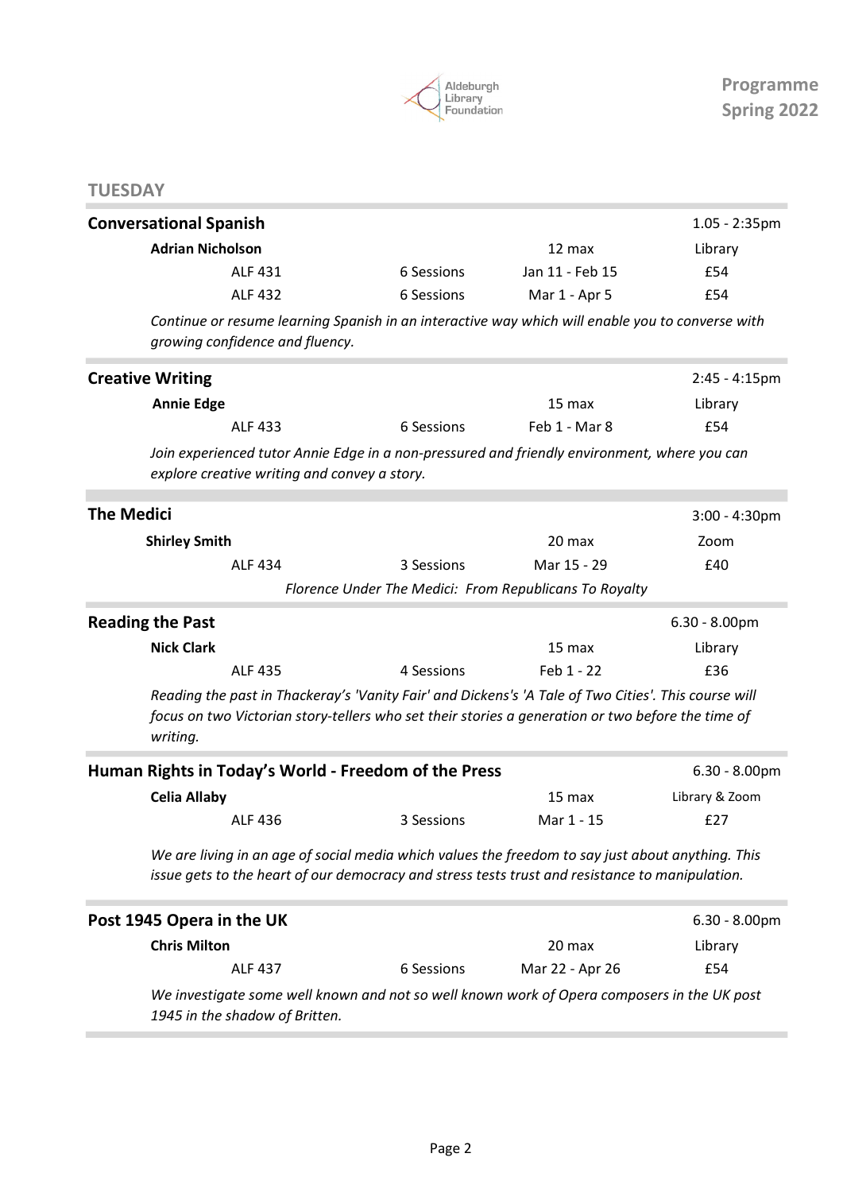## TUESDAY

### Conversational Spanish

1.05 - 2:35pm

**Adrian Nicholson** — 12 max — Library

| Code | Sessions | Dates | Price |
| --- | --- | --- | --- |
| ALF 431 | 6 Sessions | Jan 11 - Feb 15 | £54 |
| ALF 432 | 6 Sessions | Mar 1 - Apr 5 | £54 |

*Continue or resume learning Spanish in an interactive way which will enable you to converse with growing confidence and fluency.*

### Creative Writing

2:45 - 4:15pm

**Annie Edge** — 15 max — Library

| Code | Sessions | Dates | Price |
| --- | --- | --- | --- |
| ALF 433 | 6 Sessions | Feb 1 - Mar 8 | £54 |

*Join experienced tutor Annie Edge in a non-pressured and friendly environment, where you can explore creative writing and convey a story.*

### The Medici

3:00 - 4:30pm

**Shirley Smith** — 20 max — Zoom

| Code | Sessions | Dates | Price |
| --- | --- | --- | --- |
| ALF 434 | 3 Sessions | Mar 15 - 29 | £40 |

*Florence Under The Medici: From Republicans To Royalty*

### Reading the Past

6.30 - 8.00pm

**Nick Clark** — 15 max — Library

| Code | Sessions | Dates | Price |
| --- | --- | --- | --- |
| ALF 435 | 4 Sessions | Feb 1 - 22 | £36 |

*Reading the past in Thackeray's 'Vanity Fair' and Dickens's 'A Tale of Two Cities'. This course will focus on two Victorian story-tellers who set their stories a generation or two before the time of writing.*

### Human Rights in Today's World - Freedom of the Press

6.30 - 8.00pm

**Celia Allaby** — 15 max — Library & Zoom

| Code | Sessions | Dates | Price |
| --- | --- | --- | --- |
| ALF 436 | 3 Sessions | Mar 1 - 15 | £27 |

*We are living in an age of social media which values the freedom to say just about anything. This issue gets to the heart of our democracy and stress tests trust and resistance to manipulation.*

### Post 1945 Opera in the UK

6.30 - 8.00pm

**Chris Milton** — 20 max — Library

| Code | Sessions | Dates | Price |
| --- | --- | --- | --- |
| ALF 437 | 6 Sessions | Mar 22 - Apr 26 | £54 |

*We investigate some well known and not so well known work of Opera composers in the UK post 1945 in the shadow of Britten.*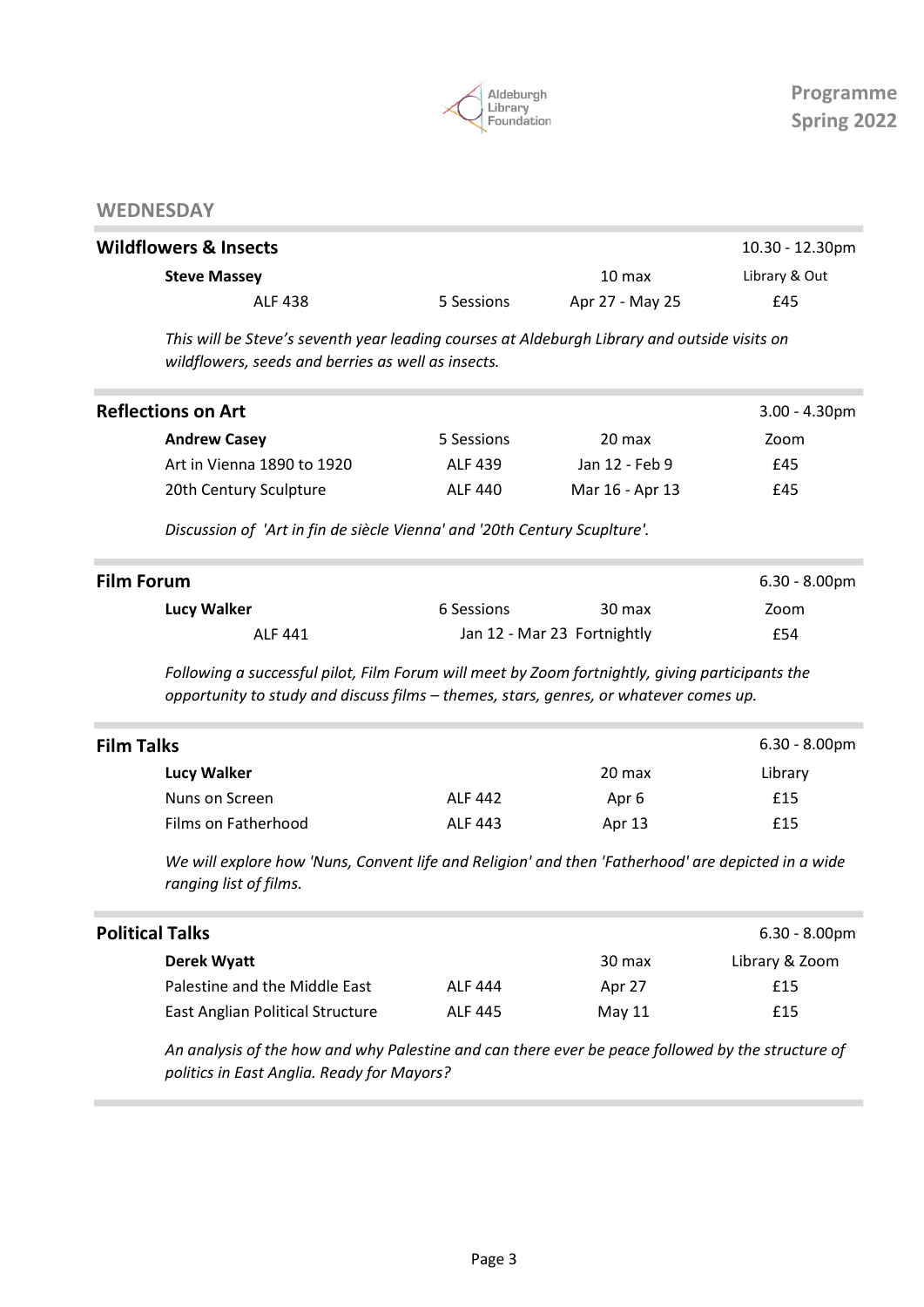## WEDNESDAY

### Wildflowers & Insects

10.30 - 12.30pm

| **Steve Massey** | | 10 max | Library & Out |
|---|---|---|---|
| ALF 438 | 5 Sessions | Apr 27 - May 25 | £45 |

*This will be Steve's seventh year leading courses at Aldeburgh Library and outside visits on wildflowers, seeds and berries as well as insects.*

### Reflections on Art

3.00 - 4.30pm

| **Andrew Casey** | 5 Sessions | 20 max | Zoom |
|---|---|---|---|
| Art in Vienna 1890 to 1920 | ALF 439 | Jan 12 - Feb 9 | £45 |
| 20th Century Sculpture | ALF 440 | Mar 16 - Apr 13 | £45 |

*Discussion of 'Art in fin de siècle Vienna' and '20th Century Scuplture'.*

### Film Forum

6.30 - 8.00pm

| **Lucy Walker** | 6 Sessions | 30 max | Zoom |
|---|---|---|---|
| ALF 441 | Jan 12 - Mar 23 Fortnightly | | £54 |

*Following a successful pilot, Film Forum will meet by Zoom fortnightly, giving participants the opportunity to study and discuss films – themes, stars, genres, or whatever comes up.*

### Film Talks

6.30 - 8.00pm

| **Lucy Walker** | | 20 max | Library |
|---|---|---|---|
| Nuns on Screen | ALF 442 | Apr 6 | £15 |
| Films on Fatherhood | ALF 443 | Apr 13 | £15 |

*We will explore how 'Nuns, Convent life and Religion' and then 'Fatherhood' are depicted in a wide ranging list of films.*

### Political Talks

6.30 - 8.00pm

| **Derek Wyatt** | | 30 max | Library & Zoom |
|---|---|---|---|
| Palestine and the Middle East | ALF 444 | Apr 27 | £15 |
| East Anglian Political Structure | ALF 445 | May 11 | £15 |

*An analysis of the how and why Palestine and can there ever be peace followed by the structure of politics in East Anglia. Ready for Mayors?*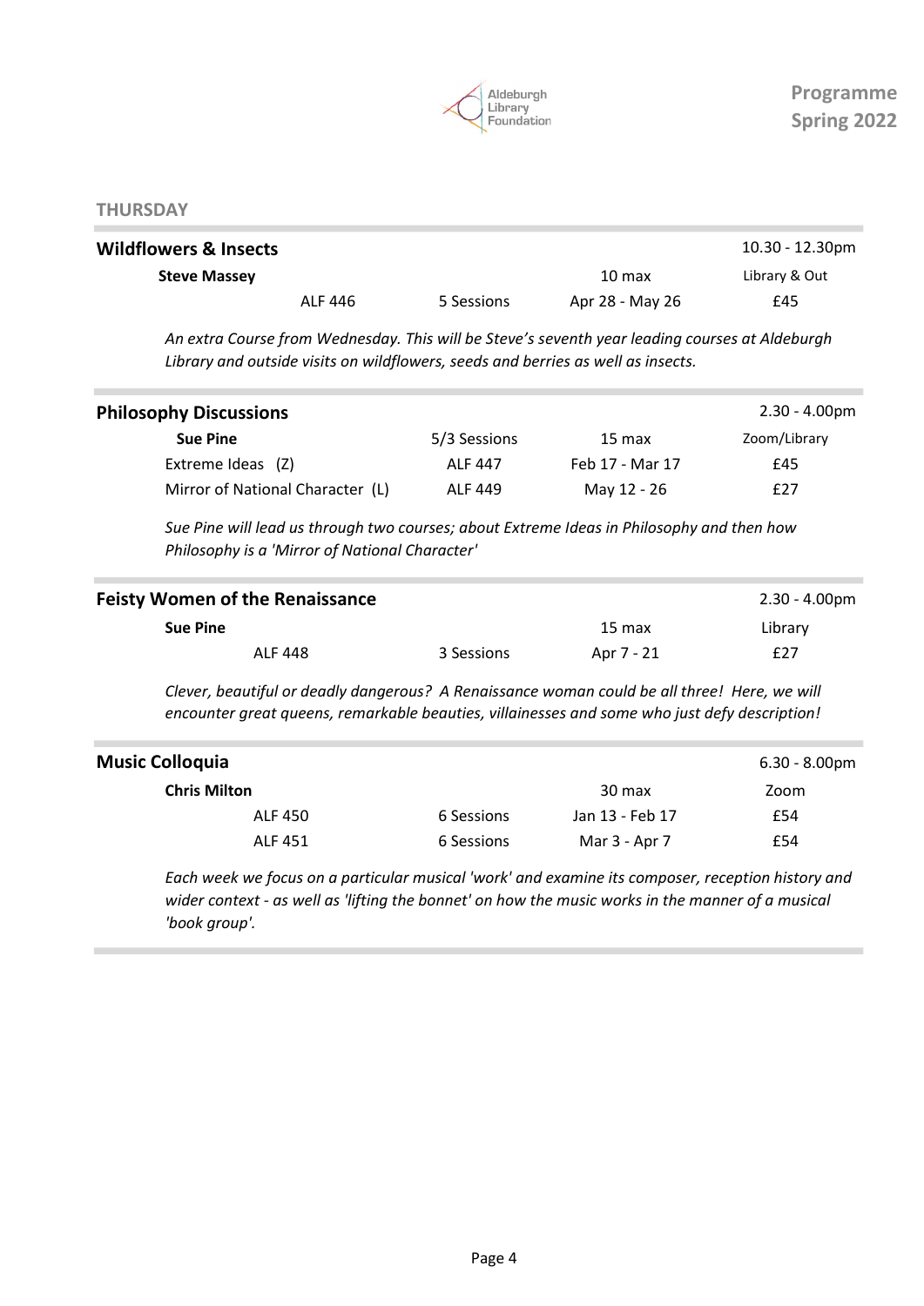## THURSDAY

### Wildflowers & Insects

| | | | | 10.30 - 12.30pm |
|---|---|---|---|---|
| **Steve Massey** | | | 10 max | Library & Out |
| | ALF 446 | 5 Sessions | Apr 28 - May 26 | £45 |

*An extra Course from Wednesday. This will be Steve's seventh year leading courses at Aldeburgh Library and outside visits on wildflowers, seeds and berries as well as insects.*

### Philosophy Discussions

| | | | 2.30 - 4.00pm |
|---|---|---|---|
| **Sue Pine** | 5/3 Sessions | 15 max | Zoom/Library |
| Extreme Ideas (Z) | ALF 447 | Feb 17 - Mar 17 | £45 |
| Mirror of National Character (L) | ALF 449 | May 12 - 26 | £27 |

*Sue Pine will lead us through two courses; about Extreme Ideas in Philosophy and then how Philosophy is a 'Mirror of National Character'*

### Feisty Women of the Renaissance

| | | | 2.30 - 4.00pm |
|---|---|---|---|
| **Sue Pine** | | 15 max | Library |
| ALF 448 | 3 Sessions | Apr 7 - 21 | £27 |

*Clever, beautiful or deadly dangerous? A Renaissance woman could be all three! Here, we will encounter great queens, remarkable beauties, villainesses and some who just defy description!*

### Music Colloquia

| | | | 6.30 - 8.00pm |
|---|---|---|---|
| **Chris Milton** | | 30 max | Zoom |
| ALF 450 | 6 Sessions | Jan 13 - Feb 17 | £54 |
| ALF 451 | 6 Sessions | Mar 3 - Apr 7 | £54 |

*Each week we focus on a particular musical 'work' and examine its composer, reception history and wider context - as well as 'lifting the bonnet' on how the music works in the manner of a musical 'book group'.*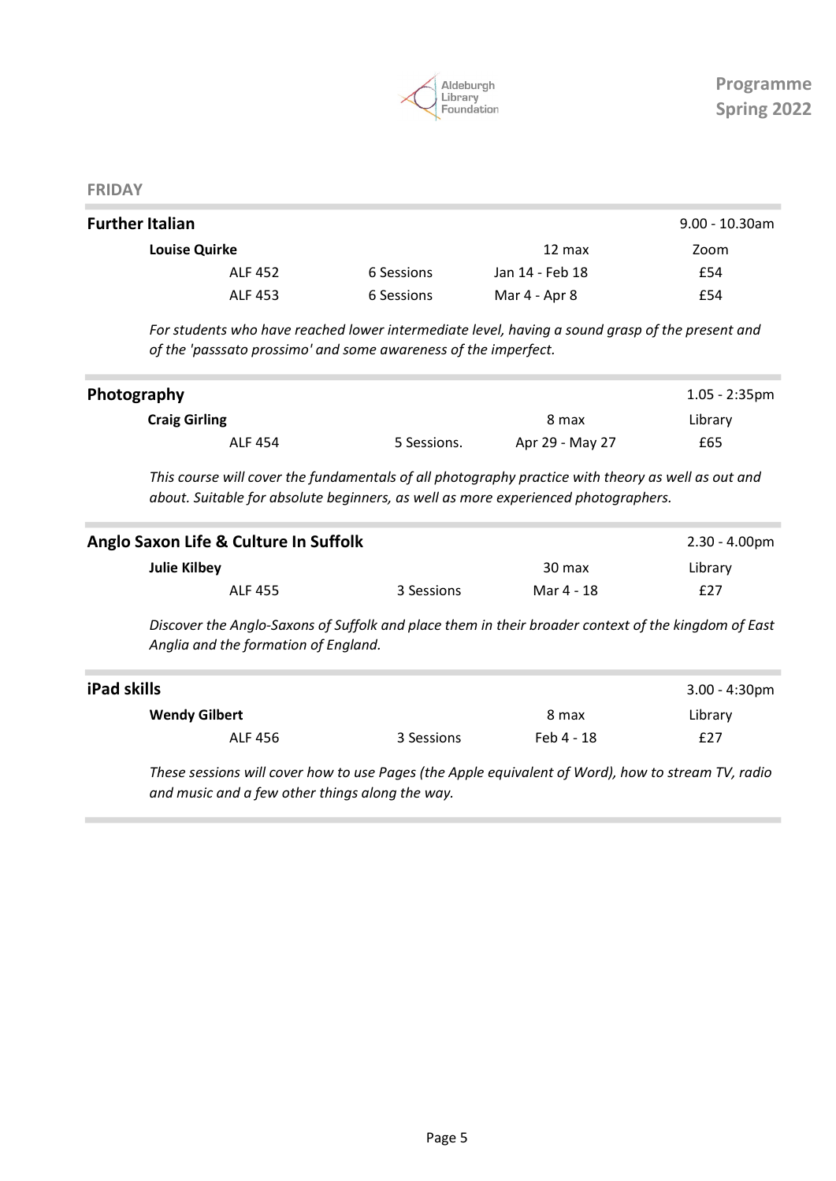## FRIDAY

### Further Italian

9.00 - 10.30am

**Louise Quirke** — 12 max — Zoom

| Code | Sessions | Dates | Price |
|---|---|---|---|
| ALF 452 | 6 Sessions | Jan 14 - Feb 18 | £54 |
| ALF 453 | 6 Sessions | Mar 4 - Apr 8 | £54 |

*For students who have reached lower intermediate level, having a sound grasp of the present and of the 'passsato prossimo' and some awareness of the imperfect.*

### Photography

1.05 - 2:35pm

**Craig Girling** — 8 max — Library

| Code | Sessions | Dates | Price |
|---|---|---|---|
| ALF 454 | 5 Sessions. | Apr 29 - May 27 | £65 |

*This course will cover the fundamentals of all photography practice with theory as well as out and about. Suitable for absolute beginners, as well as more experienced photographers.*

### Anglo Saxon Life & Culture In Suffolk

2.30 - 4.00pm

**Julie Kilbey** — 30 max — Library

| Code | Sessions | Dates | Price |
|---|---|---|---|
| ALF 455 | 3 Sessions | Mar 4 - 18 | £27 |

*Discover the Anglo-Saxons of Suffolk and place them in their broader context of the kingdom of East Anglia and the formation of England.*

### iPad skills

3.00 - 4:30pm

**Wendy Gilbert** — 8 max — Library

| Code | Sessions | Dates | Price |
|---|---|---|---|
| ALF 456 | 3 Sessions | Feb 4 - 18 | £27 |

*These sessions will cover how to use Pages (the Apple equivalent of Word), how to stream TV, radio and music and a few other things along the way.*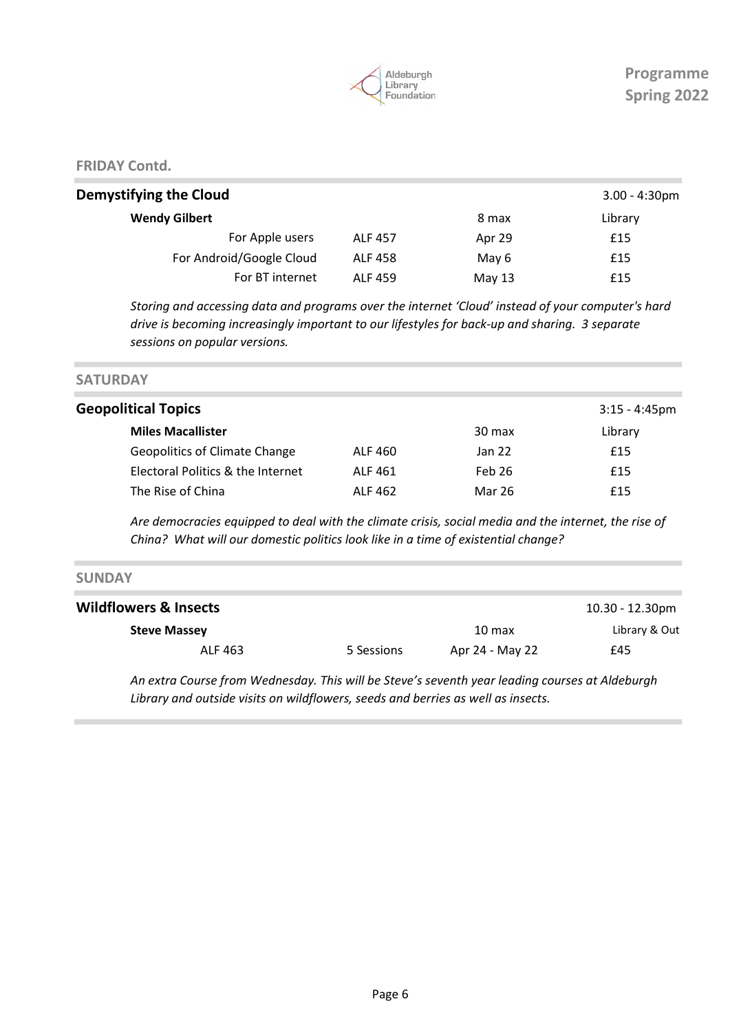## FRIDAY Contd.

### Demystifying the Cloud

3.00 - 4:30pm

| **Wendy Gilbert** | | 8 max | Library |
|---|---|---|---|
| For Apple users | ALF 457 | Apr 29 | £15 |
| For Android/Google Cloud | ALF 458 | May 6 | £15 |
| For BT internet | ALF 459 | May 13 | £15 |

*Storing and accessing data and programs over the internet 'Cloud' instead of your computer's hard drive is becoming increasingly important to our lifestyles for back-up and sharing. 3 separate sessions on popular versions.*

## SATURDAY

### Geopolitical Topics

3:15 - 4:45pm

| **Miles Macallister** | | 30 max | Library |
|---|---|---|---|
| Geopolitics of Climate Change | ALF 460 | Jan 22 | £15 |
| Electoral Politics & the Internet | ALF 461 | Feb 26 | £15 |
| The Rise of China | ALF 462 | Mar 26 | £15 |

*Are democracies equipped to deal with the climate crisis, social media and the internet, the rise of China? What will our domestic politics look like in a time of existential change?*

## SUNDAY

### Wildflowers & Insects

10.30 - 12.30pm

| **Steve Massey** | | 10 max | Library & Out |
|---|---|---|---|
| ALF 463 | 5 Sessions | Apr 24 - May 22 | £45 |

*An extra Course from Wednesday. This will be Steve's seventh year leading courses at Aldeburgh Library and outside visits on wildflowers, seeds and berries as well as insects.*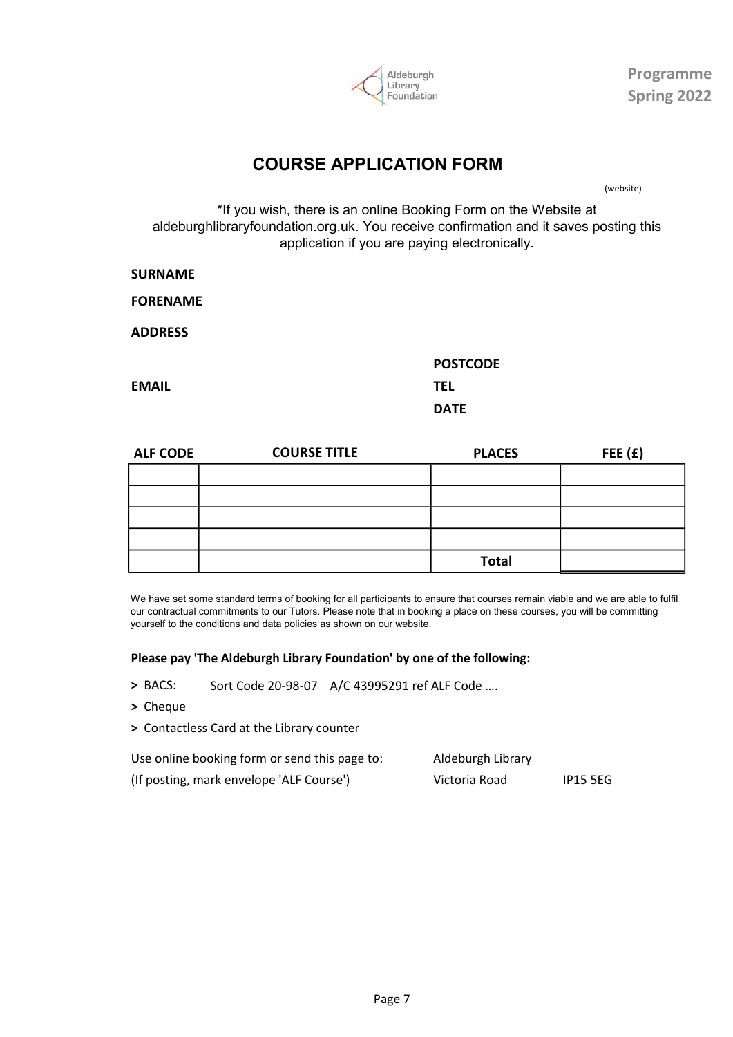# COURSE APPLICATION FORM

(website)

*If you wish, there is an online Booking Form on the Website at aldeburghlibraryfoundation.org.uk. You receive confirmation and it saves posting this application if you are paying electronically.

**SURNAME**

**FORENAME**

**ADDRESS**

**POSTCODE**

**EMAIL**

**TEL**

**DATE**

| ALF CODE | COURSE TITLE | PLACES | FEE (£) |
|---|---|---|---|
| | | | |
| | | | |
| | | | |
| | | | |
| | | **Total** | |

We have set some standard terms of booking for all participants to ensure that courses remain viable and we are able to fulfil our contractual commitments to our Tutors. Please note that in booking a place on these courses, you will be committing yourself to the conditions and data policies as shown on our website.

**Please pay 'The Aldeburgh Library Foundation' by one of the following:**

- BACS: Sort Code 20-98-07 A/C 43995291 ref ALF Code ….
- Cheque
- Contactless Card at the Library counter

Use online booking form or send this page to:
(If posting, mark envelope 'ALF Course')

Aldeburgh Library
Victoria Road IP15 5EG